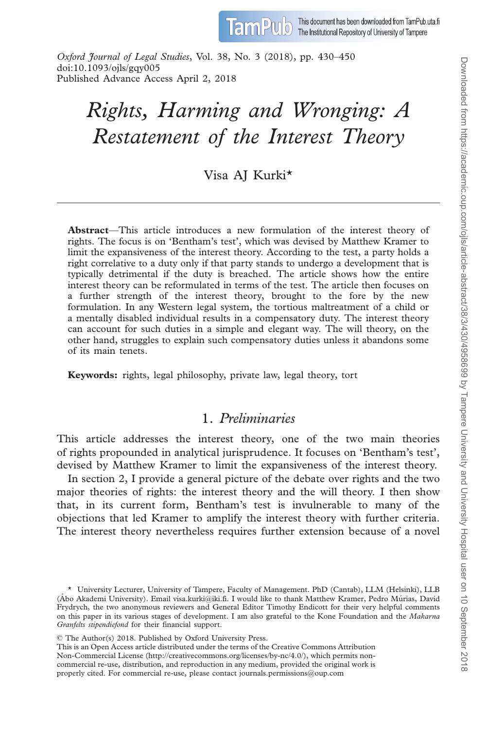*Oxford Journal of Legal Studies*, Vol. 38, No. 3 (2018), pp. 430–450
doi:10.1093/ojls/gqy005
Published Advance Access April 2, 2018

# *Rights, Harming and Wronging: A Restatement of the Interest Theory*

Visa AJ Kurki*

---

**Abstract**—This article introduces a new formulation of the interest theory of rights. The focus is on 'Bentham's test', which was devised by Matthew Kramer to limit the expansiveness of the interest theory. According to the test, a party holds a right correlative to a duty only if that party stands to undergo a development that is typically detrimental if the duty is breached. The article shows how the entire interest theory can be reformulated in terms of the test. The article then focuses on a further strength of the interest theory, brought to the fore by the new formulation. In any Western legal system, the tortious maltreatment of a child or a mentally disabled individual results in a compensatory duty. The interest theory can account for such duties in a simple and elegant way. The will theory, on the other hand, struggles to explain such compensatory duties unless it abandons some of its main tenets.

**Keywords:** rights, legal philosophy, private law, legal theory, tort

## 1. *Preliminaries*

This article addresses the interest theory, one of the two main theories of rights propounded in analytical jurisprudence. It focuses on 'Bentham's test', devised by Matthew Kramer to limit the expansiveness of the interest theory.

In section 2, I provide a general picture of the debate over rights and the two major theories of rights: the interest theory and the will theory. I then show that, in its current form, Bentham's test is invulnerable to many of the objections that led Kramer to amplify the interest theory with further criteria. The interest theory nevertheless requires further extension because of a novel

\* University Lecturer, University of Tampere, Faculty of Management. PhD (Cantab), LLM (Helsinki), LLB (Åbo Akademi University). Email visa.kurki@iki.fi. I would like to thank Matthew Kramer, Pedro Múrias, David Frydrych, the two anonymous reviewers and General Editor Timothy Endicott for their very helpful comments on this paper in its various stages of development. I am also grateful to the Kone Foundation and the *Makarna Granfelts stipendiefond* for their financial support.

© The Author(s) 2018. Published by Oxford University Press.
This is an Open Access article distributed under the terms of the Creative Commons Attribution Non-Commercial License (http://creativecommons.org/licenses/by-nc/4.0/), which permits non-commercial re-use, distribution, and reproduction in any medium, provided the original work is properly cited. For commercial re-use, please contact journals.permissions@oup.com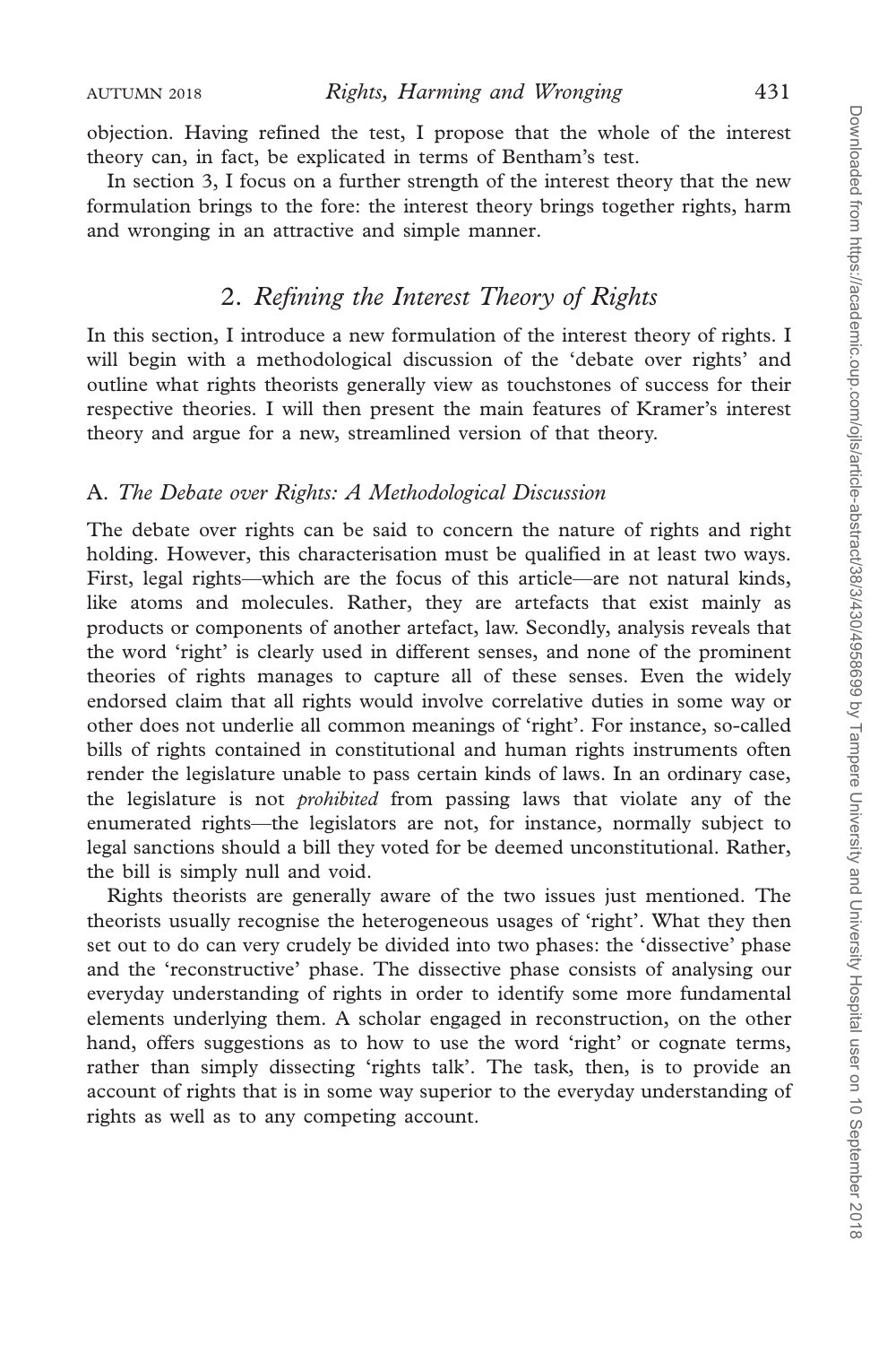objection. Having refined the test, I propose that the whole of the interest theory can, in fact, be explicated in terms of Bentham's test.

In section 3, I focus on a further strength of the interest theory that the new formulation brings to the fore: the interest theory brings together rights, harm and wronging in an attractive and simple manner.

## 2. *Refining the Interest Theory of Rights*

In this section, I introduce a new formulation of the interest theory of rights. I will begin with a methodological discussion of the 'debate over rights' and outline what rights theorists generally view as touchstones of success for their respective theories. I will then present the main features of Kramer's interest theory and argue for a new, streamlined version of that theory.

### A. *The Debate over Rights: A Methodological Discussion*

The debate over rights can be said to concern the nature of rights and right holding. However, this characterisation must be qualified in at least two ways. First, legal rights—which are the focus of this article—are not natural kinds, like atoms and molecules. Rather, they are artefacts that exist mainly as products or components of another artefact, law. Secondly, analysis reveals that the word 'right' is clearly used in different senses, and none of the prominent theories of rights manages to capture all of these senses. Even the widely endorsed claim that all rights would involve correlative duties in some way or other does not underlie all common meanings of 'right'. For instance, so-called bills of rights contained in constitutional and human rights instruments often render the legislature unable to pass certain kinds of laws. In an ordinary case, the legislature is not *prohibited* from passing laws that violate any of the enumerated rights—the legislators are not, for instance, normally subject to legal sanctions should a bill they voted for be deemed unconstitutional. Rather, the bill is simply null and void.

Rights theorists are generally aware of the two issues just mentioned. The theorists usually recognise the heterogeneous usages of 'right'. What they then set out to do can very crudely be divided into two phases: the 'dissective' phase and the 'reconstructive' phase. The dissective phase consists of analysing our everyday understanding of rights in order to identify some more fundamental elements underlying them. A scholar engaged in reconstruction, on the other hand, offers suggestions as to how to use the word 'right' or cognate terms, rather than simply dissecting 'rights talk'. The task, then, is to provide an account of rights that is in some way superior to the everyday understanding of rights as well as to any competing account.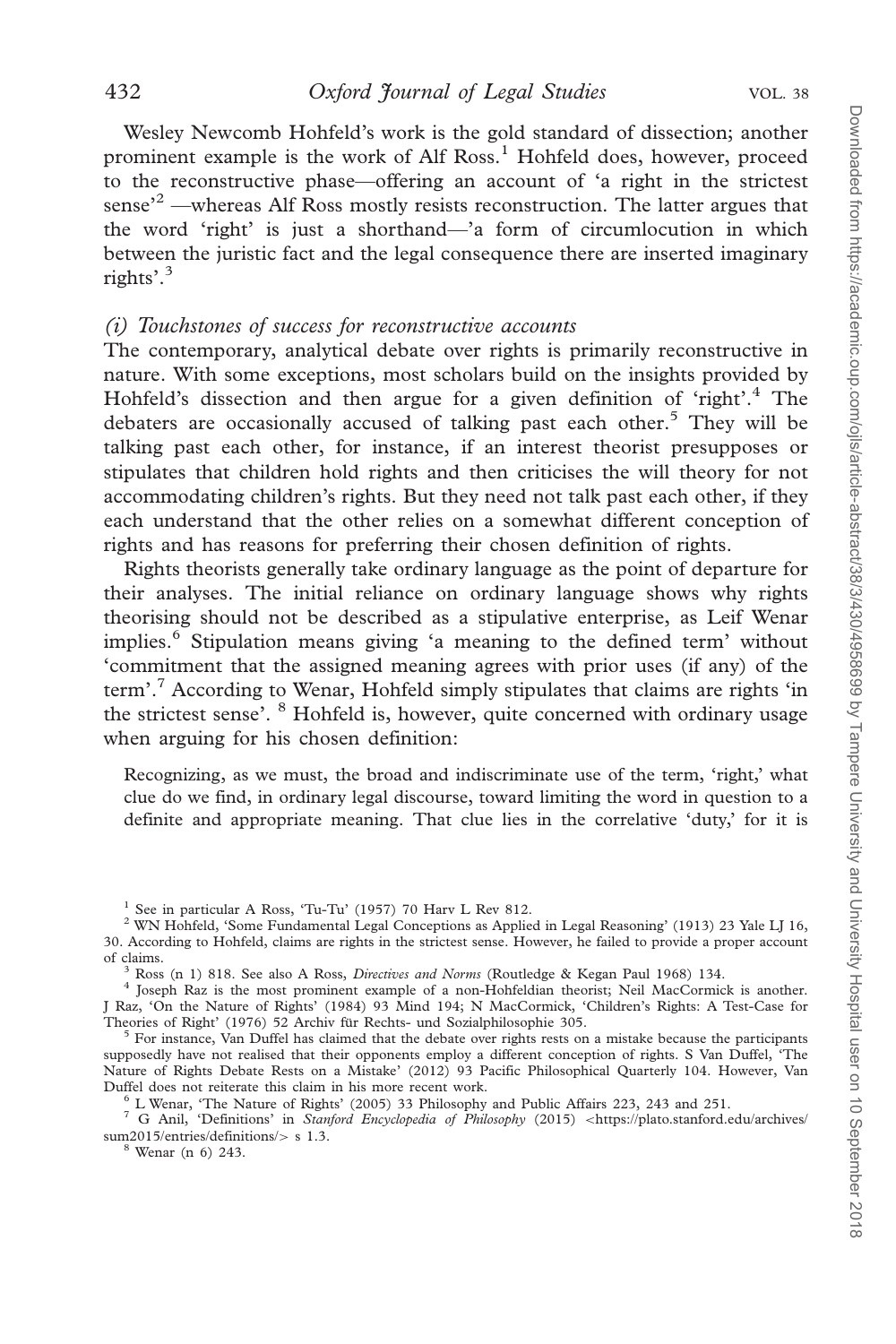Wesley Newcomb Hohfeld's work is the gold standard of dissection; another prominent example is the work of Alf Ross.[1] Hohfeld does, however, proceed to the reconstructive phase—offering an account of 'a right in the strictest sense'[2] —whereas Alf Ross mostly resists reconstruction. The latter argues that the word 'right' is just a shorthand—'a form of circumlocution in which between the juristic fact and the legal consequence there are inserted imaginary rights'.[3]

### *(i) Touchstones of success for reconstructive accounts*

The contemporary, analytical debate over rights is primarily reconstructive in nature. With some exceptions, most scholars build on the insights provided by Hohfeld's dissection and then argue for a given definition of 'right'.[4] The debaters are occasionally accused of talking past each other.[5] They will be talking past each other, for instance, if an interest theorist presupposes or stipulates that children hold rights and then criticises the will theory for not accommodating children's rights. But they need not talk past each other, if they each understand that the other relies on a somewhat different conception of rights and has reasons for preferring their chosen definition of rights.

Rights theorists generally take ordinary language as the point of departure for their analyses. The initial reliance on ordinary language shows why rights theorising should not be described as a stipulative enterprise, as Leif Wenar implies.[6] Stipulation means giving 'a meaning to the defined term' without 'commitment that the assigned meaning agrees with prior uses (if any) of the term'.[7] According to Wenar, Hohfeld simply stipulates that claims are rights 'in the strictest sense'. [8] Hohfeld is, however, quite concerned with ordinary usage when arguing for his chosen definition:

> Recognizing, as we must, the broad and indiscriminate use of the term, 'right,' what clue do we find, in ordinary legal discourse, toward limiting the word in question to a definite and appropriate meaning. That clue lies in the correlative 'duty,' for it is

---

[1] See in particular A Ross, 'Tu-Tu' (1957) 70 Harv L Rev 812.

[2] WN Hohfeld, 'Some Fundamental Legal Conceptions as Applied in Legal Reasoning' (1913) 23 Yale LJ 16, 30. According to Hohfeld, claims are rights in the strictest sense. However, he failed to provide a proper account of claims.

[3] Ross (n 1) 818. See also A Ross, *Directives and Norms* (Routledge & Kegan Paul 1968) 134.

[4] Joseph Raz is the most prominent example of a non-Hohfeldian theorist; Neil MacCormick is another. J Raz, 'On the Nature of Rights' (1984) 93 Mind 194; N MacCormick, 'Children's Rights: A Test-Case for Theories of Right' (1976) 52 Archiv für Rechts- und Sozialphilosophie 305.

[5] For instance, Van Duffel has claimed that the debate over rights rests on a mistake because the participants supposedly have not realised that their opponents employ a different conception of rights. S Van Duffel, 'The Nature of Rights Debate Rests on a Mistake' (2012) 93 Pacific Philosophical Quarterly 104. However, Van Duffel does not reiterate this claim in his more recent work.

[6] L Wenar, 'The Nature of Rights' (2005) 33 Philosophy and Public Affairs 223, 243 and 251.

[7] G Anil, 'Definitions' in *Stanford Encyclopedia of Philosophy* (2015) <https://plato.stanford.edu/archives/sum2015/entries/definitions/> s 1.3.

[8] Wenar (n 6) 243.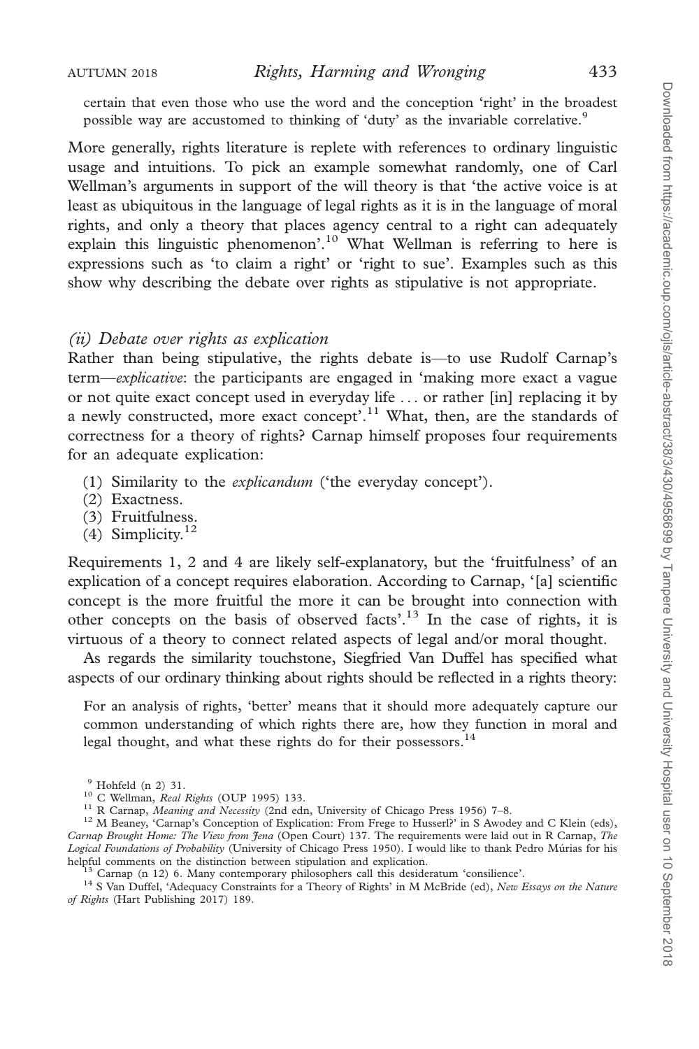certain that even those who use the word and the conception 'right' in the broadest possible way are accustomed to thinking of 'duty' as the invariable correlative.[9]

More generally, rights literature is replete with references to ordinary linguistic usage and intuitions. To pick an example somewhat randomly, one of Carl Wellman's arguments in support of the will theory is that 'the active voice is at least as ubiquitous in the language of legal rights as it is in the language of moral rights, and only a theory that places agency central to a right can adequately explain this linguistic phenomenon'.[10] What Wellman is referring to here is expressions such as 'to claim a right' or 'right to sue'. Examples such as this show why describing the debate over rights as stipulative is not appropriate.

### *(ii) Debate over rights as explication*

Rather than being stipulative, the rights debate is—to use Rudolf Carnap's term—*explicative*: the participants are engaged in 'making more exact a vague or not quite exact concept used in everyday life . . . or rather [in] replacing it by a newly constructed, more exact concept'.[11] What, then, are the standards of correctness for a theory of rights? Carnap himself proposes four requirements for an adequate explication:

(1) Similarity to the *explicandum* ('the everyday concept').
(2) Exactness.
(3) Fruitfulness.
(4) Simplicity.[12]

Requirements 1, 2 and 4 are likely self-explanatory, but the 'fruitfulness' of an explication of a concept requires elaboration. According to Carnap, '[a] scientific concept is the more fruitful the more it can be brought into connection with other concepts on the basis of observed facts'.[13] In the case of rights, it is virtuous of a theory to connect related aspects of legal and/or moral thought.

As regards the similarity touchstone, Siegfried Van Duffel has specified what aspects of our ordinary thinking about rights should be reflected in a rights theory:

> For an analysis of rights, 'better' means that it should more adequately capture our common understanding of which rights there are, how they function in moral and legal thought, and what these rights do for their possessors.[14]

---

[9] Hohfeld (n 2) 31.

[10] C Wellman, *Real Rights* (OUP 1995) 133.

[11] R Carnap, *Meaning and Necessity* (2nd edn, University of Chicago Press 1956) 7–8.

[12] M Beaney, 'Carnap's Conception of Explication: From Frege to Husserl?' in S Awodey and C Klein (eds), *Carnap Brought Home: The View from Jena* (Open Court) 137. The requirements were laid out in R Carnap, *The Logical Foundations of Probability* (University of Chicago Press 1950). I would like to thank Pedro Múrias for his helpful comments on the distinction between stipulation and explication.

[13] Carnap (n 12) 6. Many contemporary philosophers call this desideratum 'consilience'.

[14] S Van Duffel, 'Adequacy Constraints for a Theory of Rights' in M McBride (ed), *New Essays on the Nature of Rights* (Hart Publishing 2017) 189.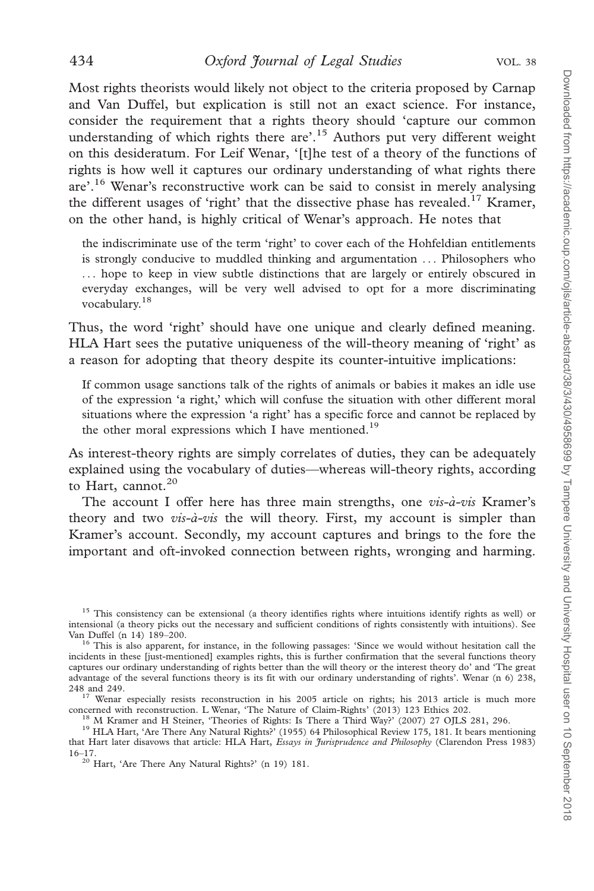Most rights theorists would likely not object to the criteria proposed by Carnap and Van Duffel, but explication is still not an exact science. For instance, consider the requirement that a rights theory should 'capture our common understanding of which rights there are'.[15] Authors put very different weight on this desideratum. For Leif Wenar, '[t]he test of a theory of the functions of rights is how well it captures our ordinary understanding of what rights there are'.[16] Wenar's reconstructive work can be said to consist in merely analysing the different usages of 'right' that the dissective phase has revealed.[17] Kramer, on the other hand, is highly critical of Wenar's approach. He notes that

> the indiscriminate use of the term 'right' to cover each of the Hohfeldian entitlements is strongly conducive to muddled thinking and argumentation ... Philosophers who ... hope to keep in view subtle distinctions that are largely or entirely obscured in everyday exchanges, will be very well advised to opt for a more discriminating vocabulary.[18]

Thus, the word 'right' should have one unique and clearly defined meaning. HLA Hart sees the putative uniqueness of the will-theory meaning of 'right' as a reason for adopting that theory despite its counter-intuitive implications:

> If common usage sanctions talk of the rights of animals or babies it makes an idle use of the expression 'a right,' which will confuse the situation with other different moral situations where the expression 'a right' has a specific force and cannot be replaced by the other moral expressions which I have mentioned.[19]

As interest-theory rights are simply correlates of duties, they can be adequately explained using the vocabulary of duties—whereas will-theory rights, according to Hart, cannot.[20]

The account I offer here has three main strengths, one *vis-à-vis* Kramer's theory and two *vis-à-vis* the will theory. First, my account is simpler than Kramer's account. Secondly, my account captures and brings to the fore the important and oft-invoked connection between rights, wronging and harming.

---

[15] This consistency can be extensional (a theory identifies rights where intuitions identify rights as well) or intensional (a theory picks out the necessary and sufficient conditions of rights consistently with intuitions). See Van Duffel (n 14) 189–200.

[16] This is also apparent, for instance, in the following passages: 'Since we would without hesitation call the incidents in these [just-mentioned] examples rights, this is further confirmation that the several functions theory captures our ordinary understanding of rights better than the will theory or the interest theory do' and 'The great advantage of the several functions theory is its fit with our ordinary understanding of rights'. Wenar (n 6) 238, 248 and 249.

[17] Wenar especially resists reconstruction in his 2005 article on rights; his 2013 article is much more concerned with reconstruction. L Wenar, 'The Nature of Claim-Rights' (2013) 123 Ethics 202.

[18] M Kramer and H Steiner, 'Theories of Rights: Is There a Third Way?' (2007) 27 OJLS 281, 296.

[19] HLA Hart, 'Are There Any Natural Rights?' (1955) 64 Philosophical Review 175, 181. It bears mentioning that Hart later disavows that article: HLA Hart, *Essays in Jurisprudence and Philosophy* (Clarendon Press 1983) 16–17.

[20] Hart, 'Are There Any Natural Rights?' (n 19) 181.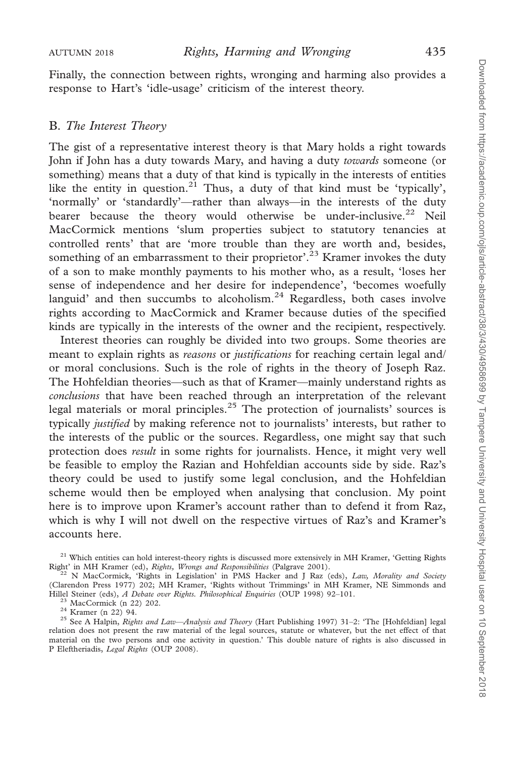Finally, the connection between rights, wronging and harming also provides a response to Hart's 'idle-usage' criticism of the interest theory.

## B. *The Interest Theory*

The gist of a representative interest theory is that Mary holds a right towards John if John has a duty towards Mary, and having a duty *towards* someone (or something) means that a duty of that kind is typically in the interests of entities like the entity in question.[21] Thus, a duty of that kind must be 'typically', 'normally' or 'standardly'—rather than always—in the interests of the duty bearer because the theory would otherwise be under-inclusive.[22] Neil MacCormick mentions 'slum properties subject to statutory tenancies at controlled rents' that are 'more trouble than they are worth and, besides, something of an embarrassment to their proprietor'.[23] Kramer invokes the duty of a son to make monthly payments to his mother who, as a result, 'loses her sense of independence and her desire for independence', 'becomes woefully languid' and then succumbs to alcoholism.[24] Regardless, both cases involve rights according to MacCormick and Kramer because duties of the specified kinds are typically in the interests of the owner and the recipient, respectively.

Interest theories can roughly be divided into two groups. Some theories are meant to explain rights as *reasons* or *justifications* for reaching certain legal and/or moral conclusions. Such is the role of rights in the theory of Joseph Raz. The Hohfeldian theories—such as that of Kramer—mainly understand rights as *conclusions* that have been reached through an interpretation of the relevant legal materials or moral principles.[25] The protection of journalists' sources is typically *justified* by making reference not to journalists' interests, but rather to the interests of the public or the sources. Regardless, one might say that such protection does *result* in some rights for journalists. Hence, it might very well be feasible to employ the Razian and Hohfeldian accounts side by side. Raz's theory could be used to justify some legal conclusion, and the Hohfeldian scheme would then be employed when analysing that conclusion. My point here is to improve upon Kramer's account rather than to defend it from Raz, which is why I will not dwell on the respective virtues of Raz's and Kramer's accounts here.

[21] Which entities can hold interest-theory rights is discussed more extensively in MH Kramer, 'Getting Rights Right' in MH Kramer (ed), *Rights, Wrongs and Responsibilities* (Palgrave 2001).

[22] N MacCormick, 'Rights in Legislation' in PMS Hacker and J Raz (eds), *Law, Morality and Society* (Clarendon Press 1977) 202; MH Kramer, 'Rights without Trimmings' in MH Kramer, NE Simmonds and Hillel Steiner (eds), *A Debate over Rights. Philosophical Enquiries* (OUP 1998) 92–101.

[23] MacCormick (n 22) 202.

[24] Kramer (n 22) 94.

[25] See A Halpin, *Rights and Law—Analysis and Theory* (Hart Publishing 1997) 31–2: 'The [Hohfeldian] legal relation does not present the raw material of the legal sources, statute or whatever, but the net effect of that material on the two persons and one activity in question.' This double nature of rights is also discussed in P Eleftheriadis, *Legal Rights* (OUP 2008).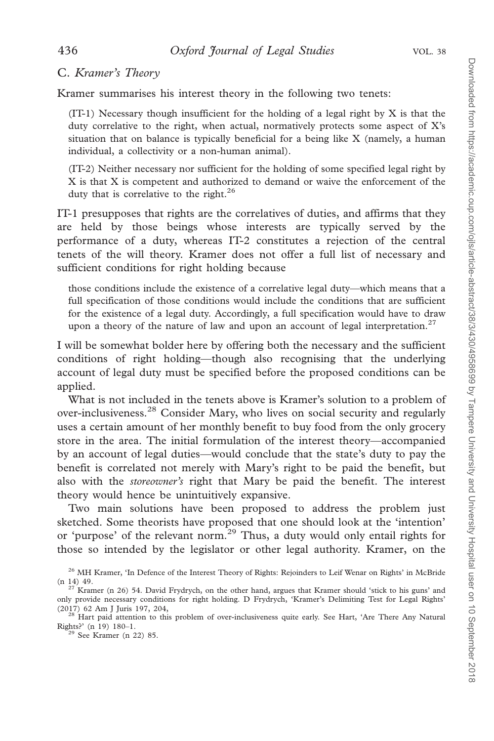### C. *Kramer's Theory*

Kramer summarises his interest theory in the following two tenets:

> (IT-1) Necessary though insufficient for the holding of a legal right by X is that the duty correlative to the right, when actual, normatively protects some aspect of X's situation that on balance is typically beneficial for a being like X (namely, a human individual, a collectivity or a non-human animal).
>
> (IT-2) Neither necessary nor sufficient for the holding of some specified legal right by X is that X is competent and authorized to demand or waive the enforcement of the duty that is correlative to the right.[26]

IT-1 presupposes that rights are the correlatives of duties, and affirms that they are held by those beings whose interests are typically served by the performance of a duty, whereas IT-2 constitutes a rejection of the central tenets of the will theory. Kramer does not offer a full list of necessary and sufficient conditions for right holding because

> those conditions include the existence of a correlative legal duty—which means that a full specification of those conditions would include the conditions that are sufficient for the existence of a legal duty. Accordingly, a full specification would have to draw upon a theory of the nature of law and upon an account of legal interpretation.[27]

I will be somewhat bolder here by offering both the necessary and the sufficient conditions of right holding—though also recognising that the underlying account of legal duty must be specified before the proposed conditions can be applied.

What is not included in the tenets above is Kramer's solution to a problem of over-inclusiveness.[28] Consider Mary, who lives on social security and regularly uses a certain amount of her monthly benefit to buy food from the only grocery store in the area. The initial formulation of the interest theory—accompanied by an account of legal duties—would conclude that the state's duty to pay the benefit is correlated not merely with Mary's right to be paid the benefit, but also with the *storeowner's* right that Mary be paid the benefit. The interest theory would hence be unintuitively expansive.

Two main solutions have been proposed to address the problem just sketched. Some theorists have proposed that one should look at the 'intention' or 'purpose' of the relevant norm.[29] Thus, a duty would only entail rights for those so intended by the legislator or other legal authority. Kramer, on the

[26] MH Kramer, 'In Defence of the Interest Theory of Rights: Rejoinders to Leif Wenar on Rights' in McBride (n 14) 49.

[27] Kramer (n 26) 54. David Frydrych, on the other hand, argues that Kramer should 'stick to his guns' and only provide necessary conditions for right holding. D Frydrych, 'Kramer's Delimiting Test for Legal Rights' (2017) 62 Am J Juris 197, 204,

[28] Hart paid attention to this problem of over-inclusiveness quite early. See Hart, 'Are There Any Natural Rights?' (n 19) 180–1.

[29] See Kramer (n 22) 85.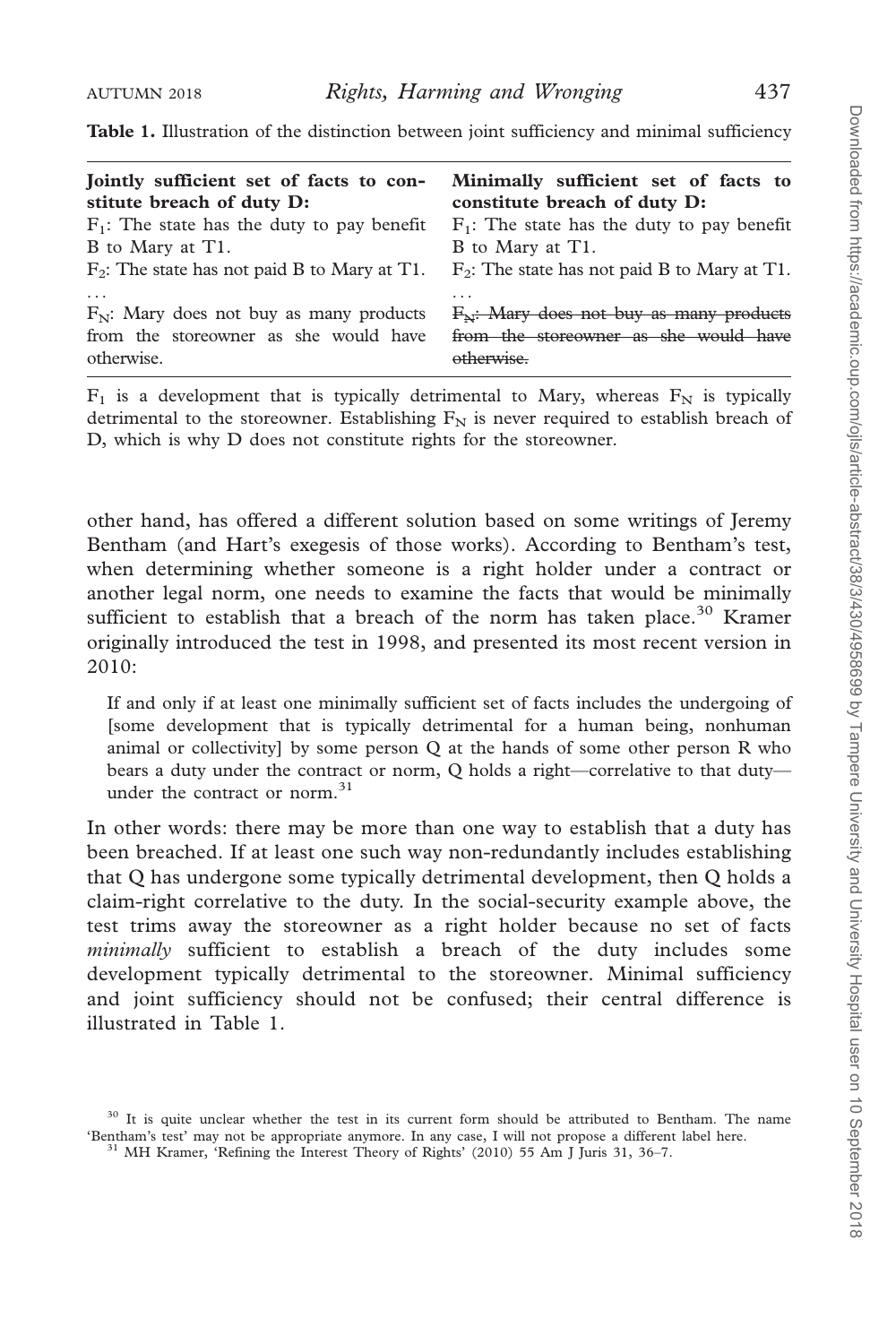**Table 1.** Illustration of the distinction between joint sufficiency and minimal sufficiency

| **Jointly sufficient set of facts to constitute breach of duty D:** | **Minimally sufficient set of facts to constitute breach of duty D:** |
|---|---|
| $F_1$: The state has the duty to pay benefit B to Mary at T1. | $F_1$: The state has the duty to pay benefit B to Mary at T1. |
| $F_2$: The state has not paid B to Mary at T1. | $F_2$: The state has not paid B to Mary at T1. |
| ... | ... |
| $F_N$: Mary does not buy as many products from the storeowner as she would have otherwise. | ~~$F_N$: Mary does not buy as many products from the storeowner as she would have otherwise.~~ |

$F_1$ is a development that is typically detrimental to Mary, whereas $F_N$ is typically detrimental to the storeowner. Establishing $F_N$ is never required to establish breach of D, which is why D does not constitute rights for the storeowner.

other hand, has offered a different solution based on some writings of Jeremy Bentham (and Hart's exegesis of those works). According to Bentham's test, when determining whether someone is a right holder under a contract or another legal norm, one needs to examine the facts that would be minimally sufficient to establish that a breach of the norm has taken place.[30] Kramer originally introduced the test in 1998, and presented its most recent version in 2010:

> If and only if at least one minimally sufficient set of facts includes the undergoing of [some development that is typically detrimental for a human being, nonhuman animal or collectivity] by some person Q at the hands of some other person R who bears a duty under the contract or norm, Q holds a right—correlative to that duty—under the contract or norm.[31]

In other words: there may be more than one way to establish that a duty has been breached. If at least one such way non-redundantly includes establishing that Q has undergone some typically detrimental development, then Q holds a claim-right correlative to the duty. In the social-security example above, the test trims away the storeowner as a right holder because no set of facts *minimally* sufficient to establish a breach of the duty includes some development typically detrimental to the storeowner. Minimal sufficiency and joint sufficiency should not be confused; their central difference is illustrated in Table 1.

[30] It is quite unclear whether the test in its current form should be attributed to Bentham. The name 'Bentham's test' may not be appropriate anymore. In any case, I will not propose a different label here.

[31] MH Kramer, 'Refining the Interest Theory of Rights' (2010) 55 Am J Juris 31, 36–7.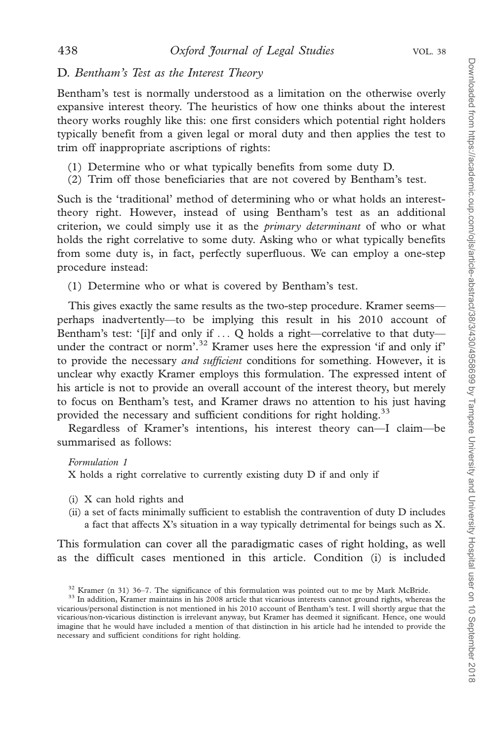### D. Bentham's Test as the Interest Theory

Bentham's test is normally understood as a limitation on the otherwise overly expansive interest theory. The heuristics of how one thinks about the interest theory works roughly like this: one first considers which potential right holders typically benefit from a given legal or moral duty and then applies the test to trim off inappropriate ascriptions of rights:

(1) Determine who or what typically benefits from some duty D.
(2) Trim off those beneficiaries that are not covered by Bentham's test.

Such is the 'traditional' method of determining who or what holds an interest-theory right. However, instead of using Bentham's test as an additional criterion, we could simply use it as the *primary determinant* of who or what holds the right correlative to some duty. Asking who or what typically benefits from some duty is, in fact, perfectly superfluous. We can employ a one-step procedure instead:

(1) Determine who or what is covered by Bentham's test.

This gives exactly the same results as the two-step procedure. Kramer seems—perhaps inadvertently—to be implying this result in his 2010 account of Bentham's test: '[i]f and only if … Q holds a right—correlative to that duty—under the contract or norm'.[32] Kramer uses here the expression 'if and only if' to provide the necessary *and sufficient* conditions for something. However, it is unclear why exactly Kramer employs this formulation. The expressed intent of his article is not to provide an overall account of the interest theory, but merely to focus on Bentham's test, and Kramer draws no attention to his just having provided the necessary and sufficient conditions for right holding.[33]

Regardless of Kramer's intentions, his interest theory can—I claim—be summarised as follows:

*Formulation 1*
X holds a right correlative to currently existing duty D if and only if

(i) X can hold rights and
(ii) a set of facts minimally sufficient to establish the contravention of duty D includes a fact that affects X's situation in a way typically detrimental for beings such as X.

This formulation can cover all the paradigmatic cases of right holding, as well as the difficult cases mentioned in this article. Condition (i) is included

[32] Kramer (n 31) 36–7. The significance of this formulation was pointed out to me by Mark McBride.

[33] In addition, Kramer maintains in his 2008 article that vicarious interests cannot ground rights, whereas the vicarious/personal distinction is not mentioned in his 2010 account of Bentham's test. I will shortly argue that the vicarious/non-vicarious distinction is irrelevant anyway, but Kramer has deemed it significant. Hence, one would imagine that he would have included a mention of that distinction in his article had he intended to provide the necessary and sufficient conditions for right holding.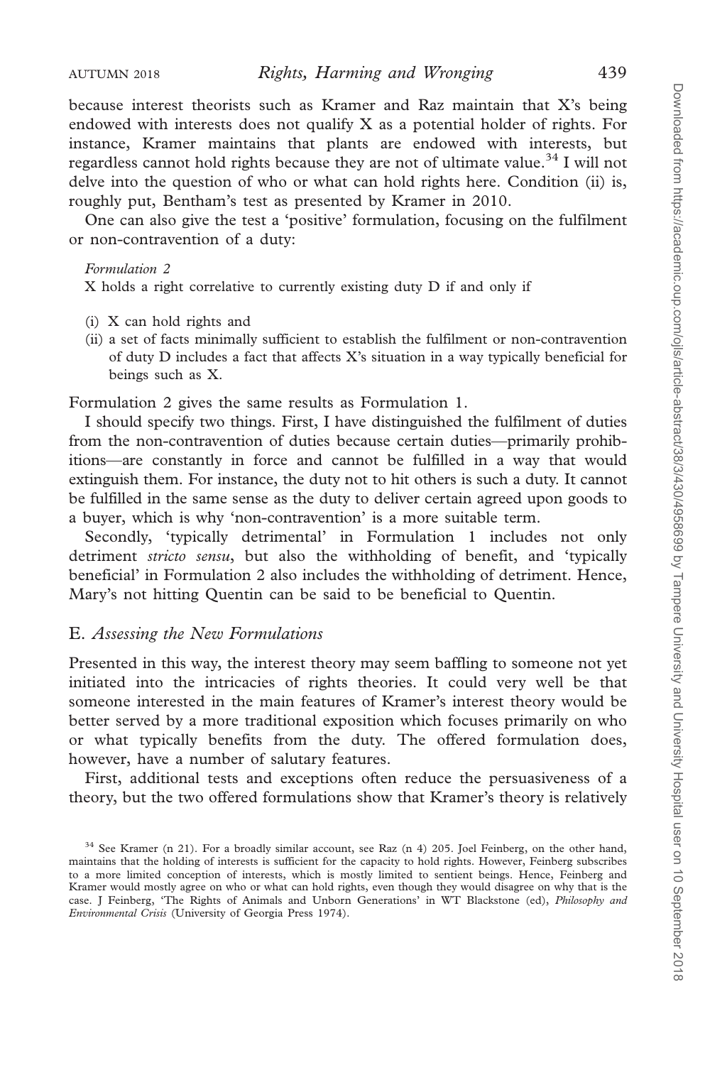because interest theorists such as Kramer and Raz maintain that X's being endowed with interests does not qualify X as a potential holder of rights. For instance, Kramer maintains that plants are endowed with interests, but regardless cannot hold rights because they are not of ultimate value.[34] I will not delve into the question of who or what can hold rights here. Condition (ii) is, roughly put, Bentham's test as presented by Kramer in 2010.

One can also give the test a 'positive' formulation, focusing on the fulfilment or non-contravention of a duty:

*Formulation 2*

X holds a right correlative to currently existing duty D if and only if

(i) X can hold rights and
(ii) a set of facts minimally sufficient to establish the fulfilment or non-contravention of duty D includes a fact that affects X's situation in a way typically beneficial for beings such as X.

Formulation 2 gives the same results as Formulation 1.

I should specify two things. First, I have distinguished the fulfilment of duties from the non-contravention of duties because certain duties—primarily prohibitions—are constantly in force and cannot be fulfilled in a way that would extinguish them. For instance, the duty not to hit others is such a duty. It cannot be fulfilled in the same sense as the duty to deliver certain agreed upon goods to a buyer, which is why 'non-contravention' is a more suitable term.

Secondly, 'typically detrimental' in Formulation 1 includes not only detriment *stricto sensu*, but also the withholding of benefit, and 'typically beneficial' in Formulation 2 also includes the withholding of detriment. Hence, Mary's not hitting Quentin can be said to be beneficial to Quentin.

## E. *Assessing the New Formulations*

Presented in this way, the interest theory may seem baffling to someone not yet initiated into the intricacies of rights theories. It could very well be that someone interested in the main features of Kramer's interest theory would be better served by a more traditional exposition which focuses primarily on who or what typically benefits from the duty. The offered formulation does, however, have a number of salutary features.

First, additional tests and exceptions often reduce the persuasiveness of a theory, but the two offered formulations show that Kramer's theory is relatively

[34] See Kramer (n 21). For a broadly similar account, see Raz (n 4) 205. Joel Feinberg, on the other hand, maintains that the holding of interests is sufficient for the capacity to hold rights. However, Feinberg subscribes to a more limited conception of interests, which is mostly limited to sentient beings. Hence, Feinberg and Kramer would mostly agree on who or what can hold rights, even though they would disagree on why that is the case. J Feinberg, 'The Rights of Animals and Unborn Generations' in WT Blackstone (ed), *Philosophy and Environmental Crisis* (University of Georgia Press 1974).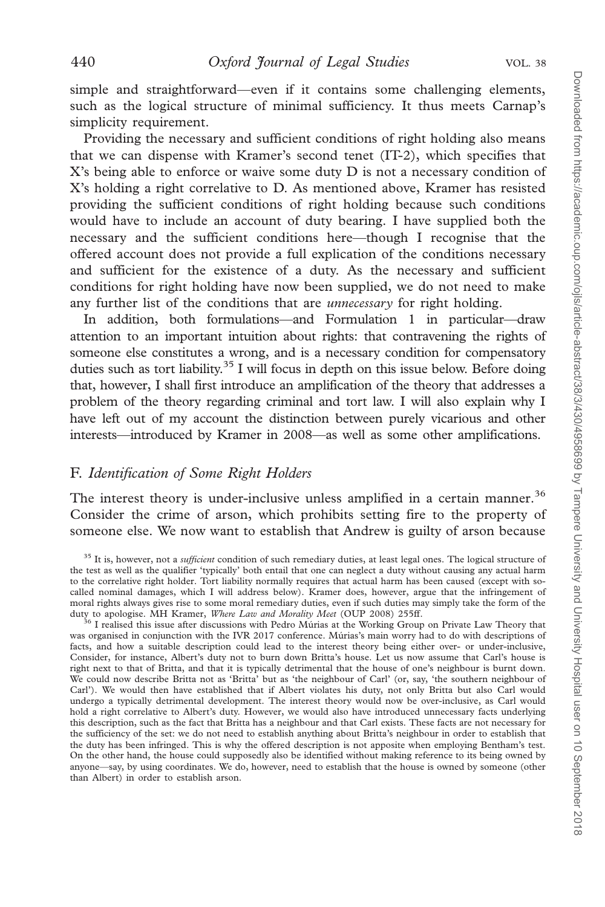simple and straightforward—even if it contains some challenging elements, such as the logical structure of minimal sufficiency. It thus meets Carnap's simplicity requirement.

Providing the necessary and sufficient conditions of right holding also means that we can dispense with Kramer's second tenet (IT-2), which specifies that X's being able to enforce or waive some duty D is not a necessary condition of X's holding a right correlative to D. As mentioned above, Kramer has resisted providing the sufficient conditions of right holding because such conditions would have to include an account of duty bearing. I have supplied both the necessary and the sufficient conditions here—though I recognise that the offered account does not provide a full explication of the conditions necessary and sufficient for the existence of a duty. As the necessary and sufficient conditions for right holding have now been supplied, we do not need to make any further list of the conditions that are *unnecessary* for right holding.

In addition, both formulations—and Formulation 1 in particular—draw attention to an important intuition about rights: that contravening the rights of someone else constitutes a wrong, and is a necessary condition for compensatory duties such as tort liability.[35] I will focus in depth on this issue below. Before doing that, however, I shall first introduce an amplification of the theory that addresses a problem of the theory regarding criminal and tort law. I will also explain why I have left out of my account the distinction between purely vicarious and other interests—introduced by Kramer in 2008—as well as some other amplifications.

## F. *Identification of Some Right Holders*

The interest theory is under-inclusive unless amplified in a certain manner.[36] Consider the crime of arson, which prohibits setting fire to the property of someone else. We now want to establish that Andrew is guilty of arson because

[35] It is, however, not a *sufficient* condition of such remediary duties, at least legal ones. The logical structure of the test as well as the qualifier 'typically' both entail that one can neglect a duty without causing any actual harm to the correlative right holder. Tort liability normally requires that actual harm has been caused (except with so-called nominal damages, which I will address below). Kramer does, however, argue that the infringement of moral rights always gives rise to some moral remediary duties, even if such duties may simply take the form of the duty to apologise. MH Kramer, *Where Law and Morality Meet* (OUP 2008) 255ff.

[36] I realised this issue after discussions with Pedro Múrias at the Working Group on Private Law Theory that was organised in conjunction with the IVR 2017 conference. Múrias's main worry had to do with descriptions of facts, and how a suitable description could lead to the interest theory being either over- or under-inclusive, Consider, for instance, Albert's duty not to burn down Britta's house. Let us now assume that Carl's house is right next to that of Britta, and that it is typically detrimental that the house of one's neighbour is burnt down. We could now describe Britta not as 'Britta' but as 'the neighbour of Carl' (or, say, 'the southern neighbour of Carl'). We would then have established that if Albert violates his duty, not only Britta but also Carl would undergo a typically detrimental development. The interest theory would now be over-inclusive, as Carl would hold a right correlative to Albert's duty. However, we would also have introduced unnecessary facts underlying this description, such as the fact that Britta has a neighbour and that Carl exists. These facts are not necessary for the sufficiency of the set: we do not need to establish anything about Britta's neighbour in order to establish that the duty has been infringed. This is why the offered description is not apposite when employing Bentham's test. On the other hand, the house could supposedly also be identified without making reference to its being owned by anyone—say, by using coordinates. We do, however, need to establish that the house is owned by someone (other than Albert) in order to establish arson.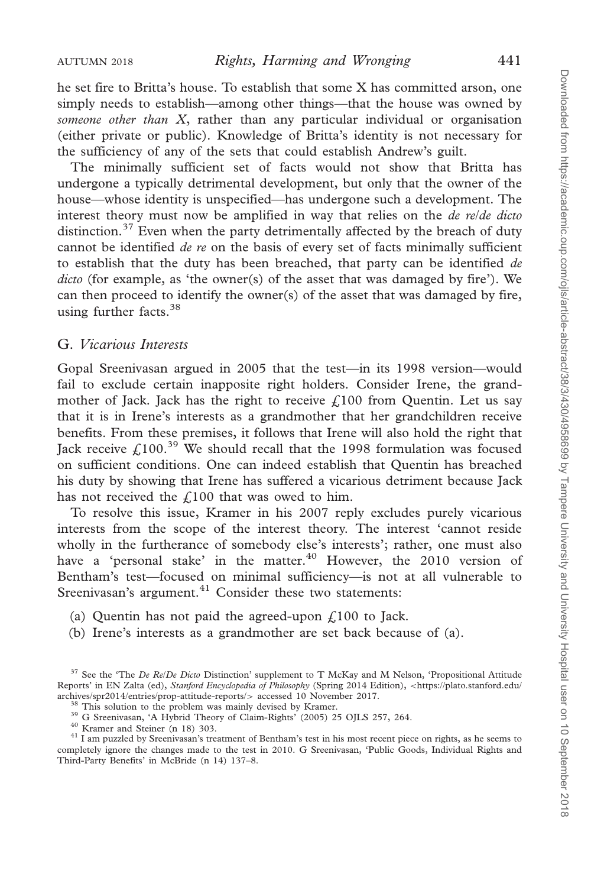he set fire to Britta's house. To establish that some X has committed arson, one simply needs to establish—among other things—that the house was owned by *someone other than X*, rather than any particular individual or organisation (either private or public). Knowledge of Britta's identity is not necessary for the sufficiency of any of the sets that could establish Andrew's guilt.

The minimally sufficient set of facts would not show that Britta has undergone a typically detrimental development, but only that the owner of the house—whose identity is unspecified—has undergone such a development. The interest theory must now be amplified in way that relies on the *de re*/*de dicto* distinction.[37] Even when the party detrimentally affected by the breach of duty cannot be identified *de re* on the basis of every set of facts minimally sufficient to establish that the duty has been breached, that party can be identified *de dicto* (for example, as 'the owner(s) of the asset that was damaged by fire'). We can then proceed to identify the owner(s) of the asset that was damaged by fire, using further facts.[38]

### G. *Vicarious Interests*

Gopal Sreenivasan argued in 2005 that the test—in its 1998 version—would fail to exclude certain inapposite right holders. Consider Irene, the grandmother of Jack. Jack has the right to receive £100 from Quentin. Let us say that it is in Irene's interests as a grandmother that her grandchildren receive benefits. From these premises, it follows that Irene will also hold the right that Jack receive £100.[39] We should recall that the 1998 formulation was focused on sufficient conditions. One can indeed establish that Quentin has breached his duty by showing that Irene has suffered a vicarious detriment because Jack has not received the £100 that was owed to him.

To resolve this issue, Kramer in his 2007 reply excludes purely vicarious interests from the scope of the interest theory. The interest 'cannot reside wholly in the furtherance of somebody else's interests'; rather, one must also have a 'personal stake' in the matter.[40] However, the 2010 version of Bentham's test—focused on minimal sufficiency—is not at all vulnerable to Sreenivasan's argument.[41] Consider these two statements:

(a) Quentin has not paid the agreed-upon £100 to Jack.
(b) Irene's interests as a grandmother are set back because of (a).

---

[37] See the 'The *De Re*/*De Dicto* Distinction' supplement to T McKay and M Nelson, 'Propositional Attitude Reports' in EN Zalta (ed), *Stanford Encyclopedia of Philosophy* (Spring 2014 Edition), <https://plato.stanford.edu/archives/spr2014/entries/prop-attitude-reports/> accessed 10 November 2017.

[38] This solution to the problem was mainly devised by Kramer.

[39] G Sreenivasan, 'A Hybrid Theory of Claim-Rights' (2005) 25 OJLS 257, 264.

[40] Kramer and Steiner (n 18) 303.

[41] I am puzzled by Sreenivasan's treatment of Bentham's test in his most recent piece on rights, as he seems to completely ignore the changes made to the test in 2010. G Sreenivasan, 'Public Goods, Individual Rights and Third-Party Benefits' in McBride (n 14) 137–8.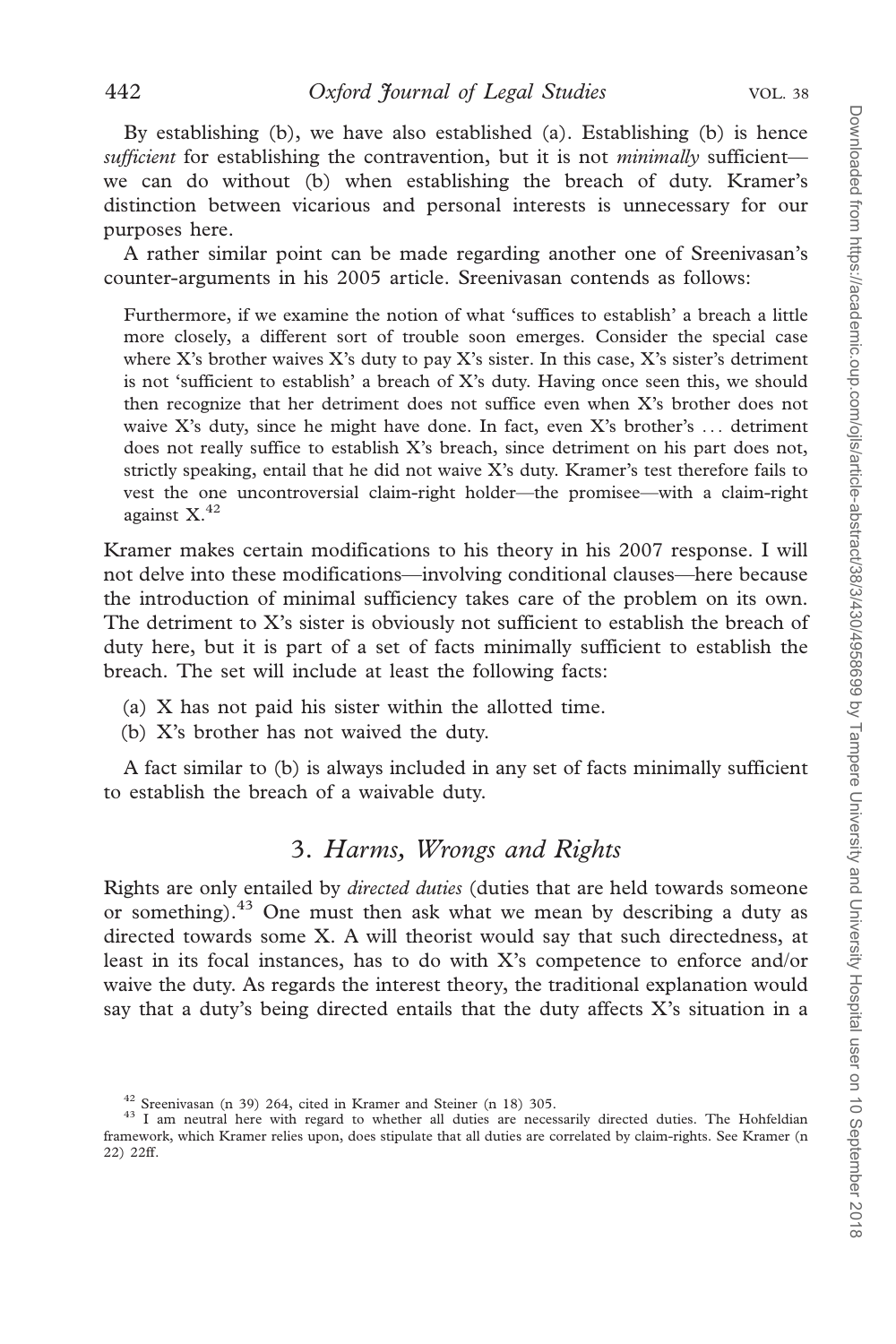By establishing (b), we have also established (a). Establishing (b) is hence *sufficient* for establishing the contravention, but it is not *minimally* sufficient—we can do without (b) when establishing the breach of duty. Kramer's distinction between vicarious and personal interests is unnecessary for our purposes here.

A rather similar point can be made regarding another one of Sreenivasan's counter-arguments in his 2005 article. Sreenivasan contends as follows:

> Furthermore, if we examine the notion of what 'suffices to establish' a breach a little more closely, a different sort of trouble soon emerges. Consider the special case where X's brother waives X's duty to pay X's sister. In this case, X's sister's detriment is not 'sufficient to establish' a breach of X's duty. Having once seen this, we should then recognize that her detriment does not suffice even when X's brother does not waive X's duty, since he might have done. In fact, even X's brother's ... detriment does not really suffice to establish X's breach, since detriment on his part does not, strictly speaking, entail that he did not waive X's duty. Kramer's test therefore fails to vest the one uncontroversial claim-right holder—the promisee—with a claim-right against X.[42]

Kramer makes certain modifications to his theory in his 2007 response. I will not delve into these modifications—involving conditional clauses—here because the introduction of minimal sufficiency takes care of the problem on its own. The detriment to X's sister is obviously not sufficient to establish the breach of duty here, but it is part of a set of facts minimally sufficient to establish the breach. The set will include at least the following facts:

(a) X has not paid his sister within the allotted time.
(b) X's brother has not waived the duty.

A fact similar to (b) is always included in any set of facts minimally sufficient to establish the breach of a waivable duty.

## 3. *Harms, Wrongs and Rights*

Rights are only entailed by *directed duties* (duties that are held towards someone or something).[43] One must then ask what we mean by describing a duty as directed towards some X. A will theorist would say that such directedness, at least in its focal instances, has to do with X's competence to enforce and/or waive the duty. As regards the interest theory, the traditional explanation would say that a duty's being directed entails that the duty affects X's situation in a

---

[42] Sreenivasan (n 39) 264, cited in Kramer and Steiner (n 18) 305.

[43] I am neutral here with regard to whether all duties are necessarily directed duties. The Hohfeldian framework, which Kramer relies upon, does stipulate that all duties are correlated by claim-rights. See Kramer (n 22) 22ff.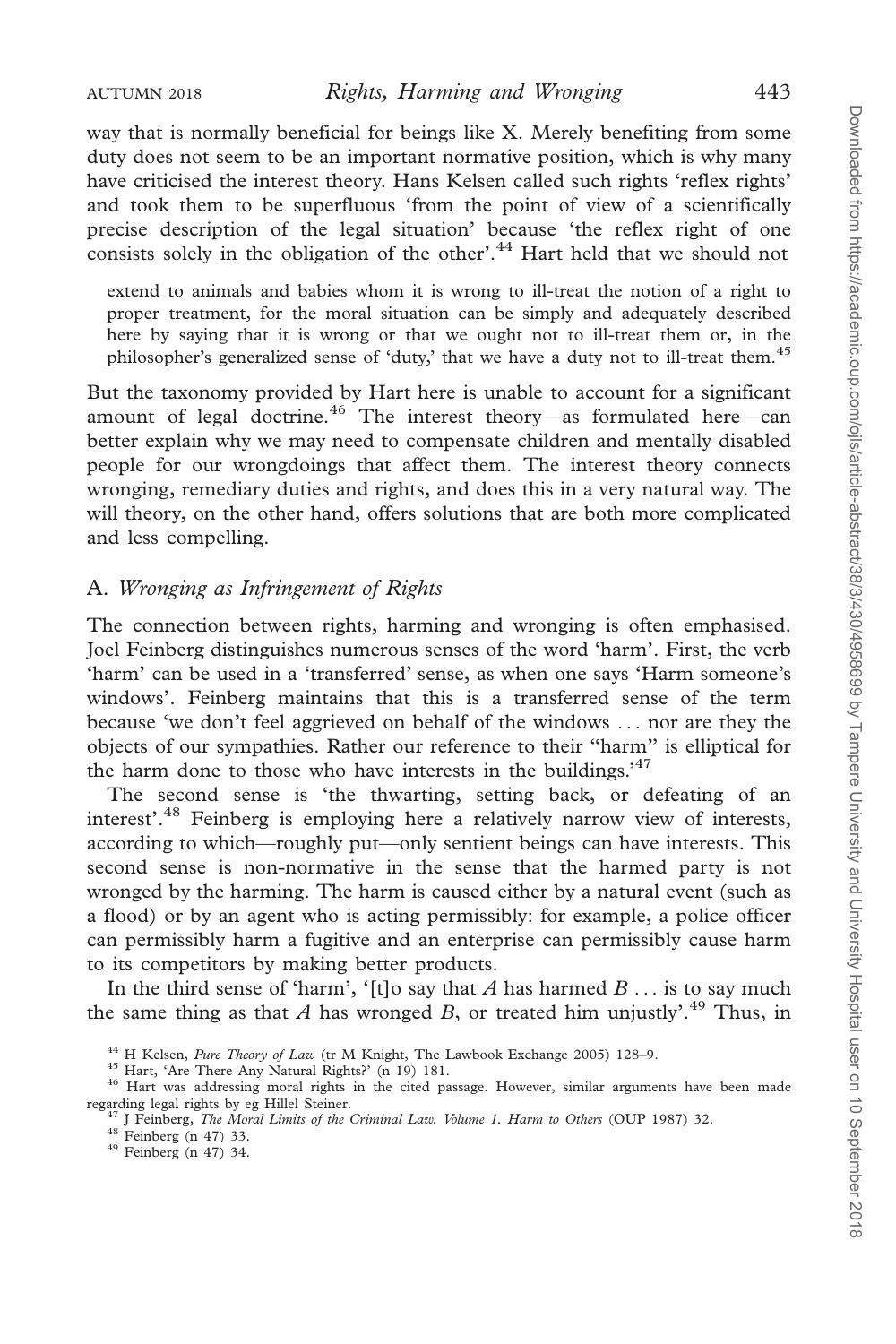way that is normally beneficial for beings like X. Merely benefiting from some duty does not seem to be an important normative position, which is why many have criticised the interest theory. Hans Kelsen called such rights 'reflex rights' and took them to be superfluous 'from the point of view of a scientifically precise description of the legal situation' because 'the reflex right of one consists solely in the obligation of the other'.[44] Hart held that we should not

> extend to animals and babies whom it is wrong to ill-treat the notion of a right to proper treatment, for the moral situation can be simply and adequately described here by saying that it is wrong or that we ought not to ill-treat them or, in the philosopher's generalized sense of 'duty,' that we have a duty not to ill-treat them.[45]

But the taxonomy provided by Hart here is unable to account for a significant amount of legal doctrine.[46] The interest theory—as formulated here—can better explain why we may need to compensate children and mentally disabled people for our wrongdoings that affect them. The interest theory connects wronging, remediary duties and rights, and does this in a very natural way. The will theory, on the other hand, offers solutions that are both more complicated and less compelling.

## A. *Wronging as Infringement of Rights*

The connection between rights, harming and wronging is often emphasised. Joel Feinberg distinguishes numerous senses of the word 'harm'. First, the verb 'harm' can be used in a 'transferred' sense, as when one says 'Harm someone's windows'. Feinberg maintains that this is a transferred sense of the term because 'we don't feel aggrieved on behalf of the windows ... nor are they the objects of our sympathies. Rather our reference to their "harm" is elliptical for the harm done to those who have interests in the buildings.'[47]

The second sense is 'the thwarting, setting back, or defeating of an interest'.[48] Feinberg is employing here a relatively narrow view of interests, according to which—roughly put—only sentient beings can have interests. This second sense is non-normative in the sense that the harmed party is not wronged by the harming. The harm is caused either by a natural event (such as a flood) or by an agent who is acting permissibly: for example, a police officer can permissibly harm a fugitive and an enterprise can permissibly cause harm to its competitors by making better products.

In the third sense of 'harm', '[t]o say that *A* has harmed *B* ... is to say much the same thing as that *A* has wronged *B*, or treated him unjustly'.[49] Thus, in

---

[44] H Kelsen, *Pure Theory of Law* (tr M Knight, The Lawbook Exchange 2005) 128–9.

[45] Hart, 'Are There Any Natural Rights?' (n 19) 181.

[46] Hart was addressing moral rights in the cited passage. However, similar arguments have been made regarding legal rights by eg Hillel Steiner.

[47] J Feinberg, *The Moral Limits of the Criminal Law. Volume 1. Harm to Others* (OUP 1987) 32.

[48] Feinberg (n 47) 33.

[49] Feinberg (n 47) 34.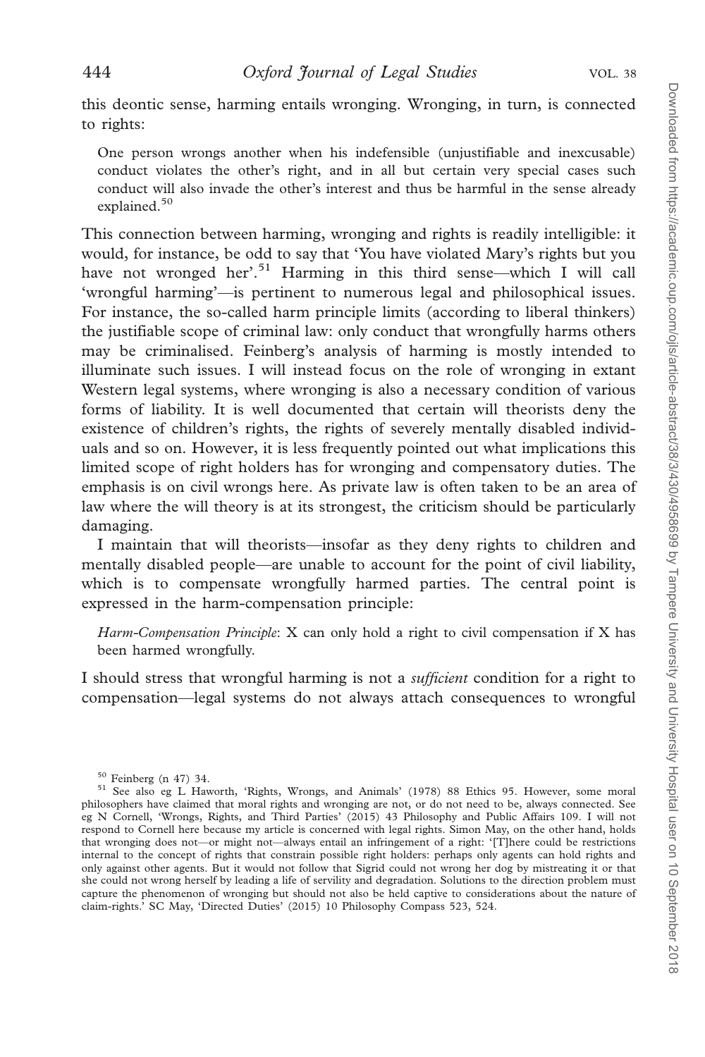this deontic sense, harming entails wronging. Wronging, in turn, is connected to rights:

> One person wrongs another when his indefensible (unjustifiable and inexcusable) conduct violates the other's right, and in all but certain very special cases such conduct will also invade the other's interest and thus be harmful in the sense already explained.[50]

This connection between harming, wronging and rights is readily intelligible: it would, for instance, be odd to say that 'You have violated Mary's rights but you have not wronged her'.[51] Harming in this third sense—which I will call 'wrongful harming'—is pertinent to numerous legal and philosophical issues. For instance, the so-called harm principle limits (according to liberal thinkers) the justifiable scope of criminal law: only conduct that wrongfully harms others may be criminalised. Feinberg's analysis of harming is mostly intended to illuminate such issues. I will instead focus on the role of wronging in extant Western legal systems, where wronging is also a necessary condition of various forms of liability. It is well documented that certain will theorists deny the existence of children's rights, the rights of severely mentally disabled individuals and so on. However, it is less frequently pointed out what implications this limited scope of right holders has for wronging and compensatory duties. The emphasis is on civil wrongs here. As private law is often taken to be an area of law where the will theory is at its strongest, the criticism should be particularly damaging.

I maintain that will theorists—insofar as they deny rights to children and mentally disabled people—are unable to account for the point of civil liability, which is to compensate wrongfully harmed parties. The central point is expressed in the harm-compensation principle:

> *Harm-Compensation Principle*: X can only hold a right to civil compensation if X has been harmed wrongfully.

I should stress that wrongful harming is not a *sufficient* condition for a right to compensation—legal systems do not always attach consequences to wrongful

[50] Feinberg (n 47) 34.

[51] See also eg L Haworth, 'Rights, Wrongs, and Animals' (1978) 88 Ethics 95. However, some moral philosophers have claimed that moral rights and wronging are not, or do not need to be, always connected. See eg N Cornell, 'Wrongs, Rights, and Third Parties' (2015) 43 Philosophy and Public Affairs 109. I will not respond to Cornell here because my article is concerned with legal rights. Simon May, on the other hand, holds that wronging does not—or might not—always entail an infringement of a right: '[T]here could be restrictions internal to the concept of rights that constrain possible right holders: perhaps only agents can hold rights and only against other agents. But it would not follow that Sigrid could not wrong her dog by mistreating it or that she could not wrong herself by leading a life of servility and degradation. Solutions to the direction problem must capture the phenomenon of wronging but should not also be held captive to considerations about the nature of claim-rights.' SC May, 'Directed Duties' (2015) 10 Philosophy Compass 523, 524.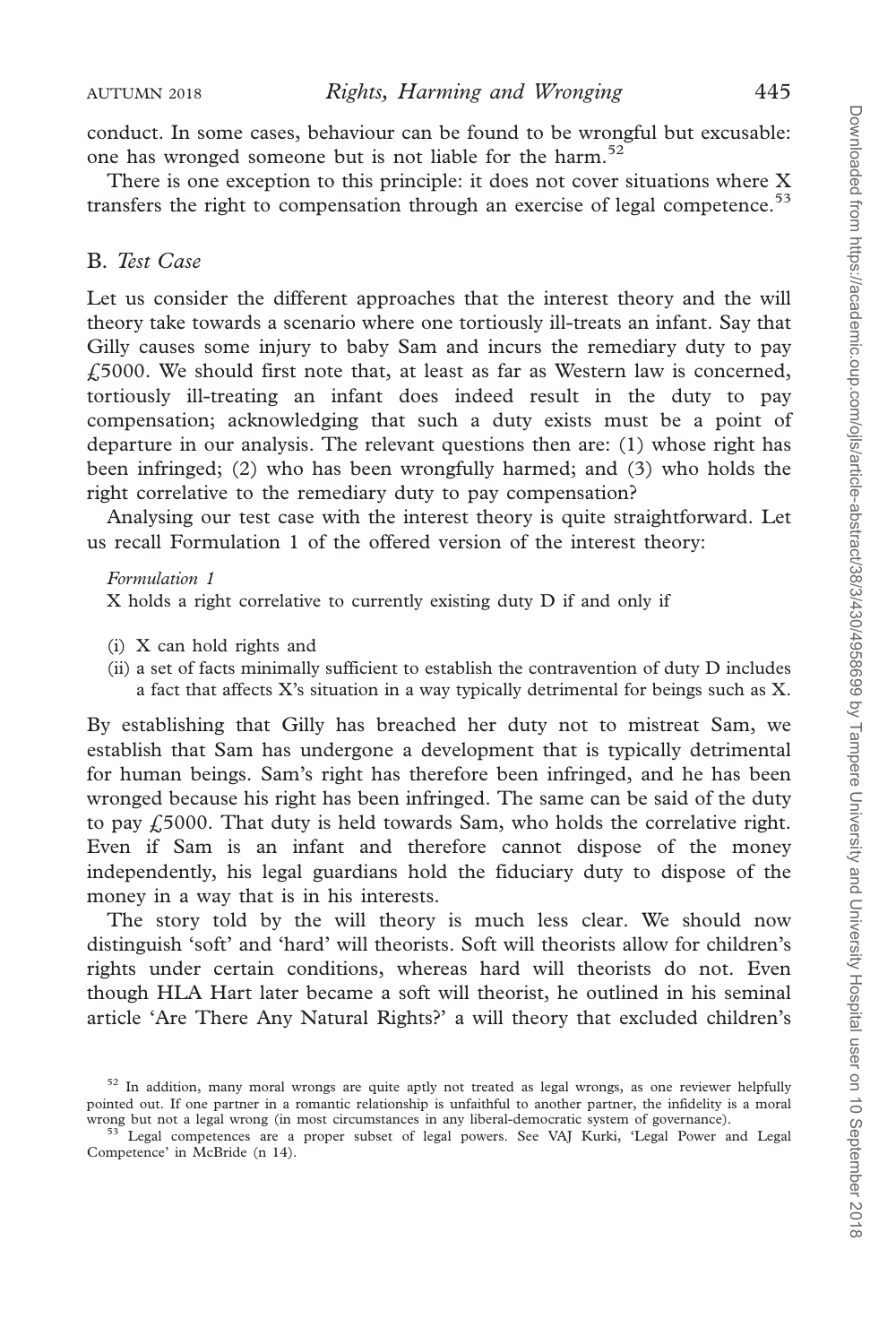conduct. In some cases, behaviour can be found to be wrongful but excusable: one has wronged someone but is not liable for the harm.[52]

There is one exception to this principle: it does not cover situations where X transfers the right to compensation through an exercise of legal competence.[53]

## B. *Test Case*

Let us consider the different approaches that the interest theory and the will theory take towards a scenario where one tortiously ill-treats an infant. Say that Gilly causes some injury to baby Sam and incurs the remediary duty to pay £5000. We should first note that, at least as far as Western law is concerned, tortiously ill-treating an infant does indeed result in the duty to pay compensation; acknowledging that such a duty exists must be a point of departure in our analysis. The relevant questions then are: (1) whose right has been infringed; (2) who has been wrongfully harmed; and (3) who holds the right correlative to the remediary duty to pay compensation?

Analysing our test case with the interest theory is quite straightforward. Let us recall Formulation 1 of the offered version of the interest theory:

*Formulation 1*
X holds a right correlative to currently existing duty D if and only if

(i) X can hold rights and
(ii) a set of facts minimally sufficient to establish the contravention of duty D includes a fact that affects X's situation in a way typically detrimental for beings such as X.

By establishing that Gilly has breached her duty not to mistreat Sam, we establish that Sam has undergone a development that is typically detrimental for human beings. Sam's right has therefore been infringed, and he has been wronged because his right has been infringed. The same can be said of the duty to pay £5000. That duty is held towards Sam, who holds the correlative right. Even if Sam is an infant and therefore cannot dispose of the money independently, his legal guardians hold the fiduciary duty to dispose of the money in a way that is in his interests.

The story told by the will theory is much less clear. We should now distinguish 'soft' and 'hard' will theorists. Soft will theorists allow for children's rights under certain conditions, whereas hard will theorists do not. Even though HLA Hart later became a soft will theorist, he outlined in his seminal article 'Are There Any Natural Rights?' a will theory that excluded children's

[52] In addition, many moral wrongs are quite aptly not treated as legal wrongs, as one reviewer helpfully pointed out. If one partner in a romantic relationship is unfaithful to another partner, the infidelity is a moral wrong but not a legal wrong (in most circumstances in any liberal-democratic system of governance).

[53] Legal competences are a proper subset of legal powers. See VAJ Kurki, 'Legal Power and Legal Competence' in McBride (n 14).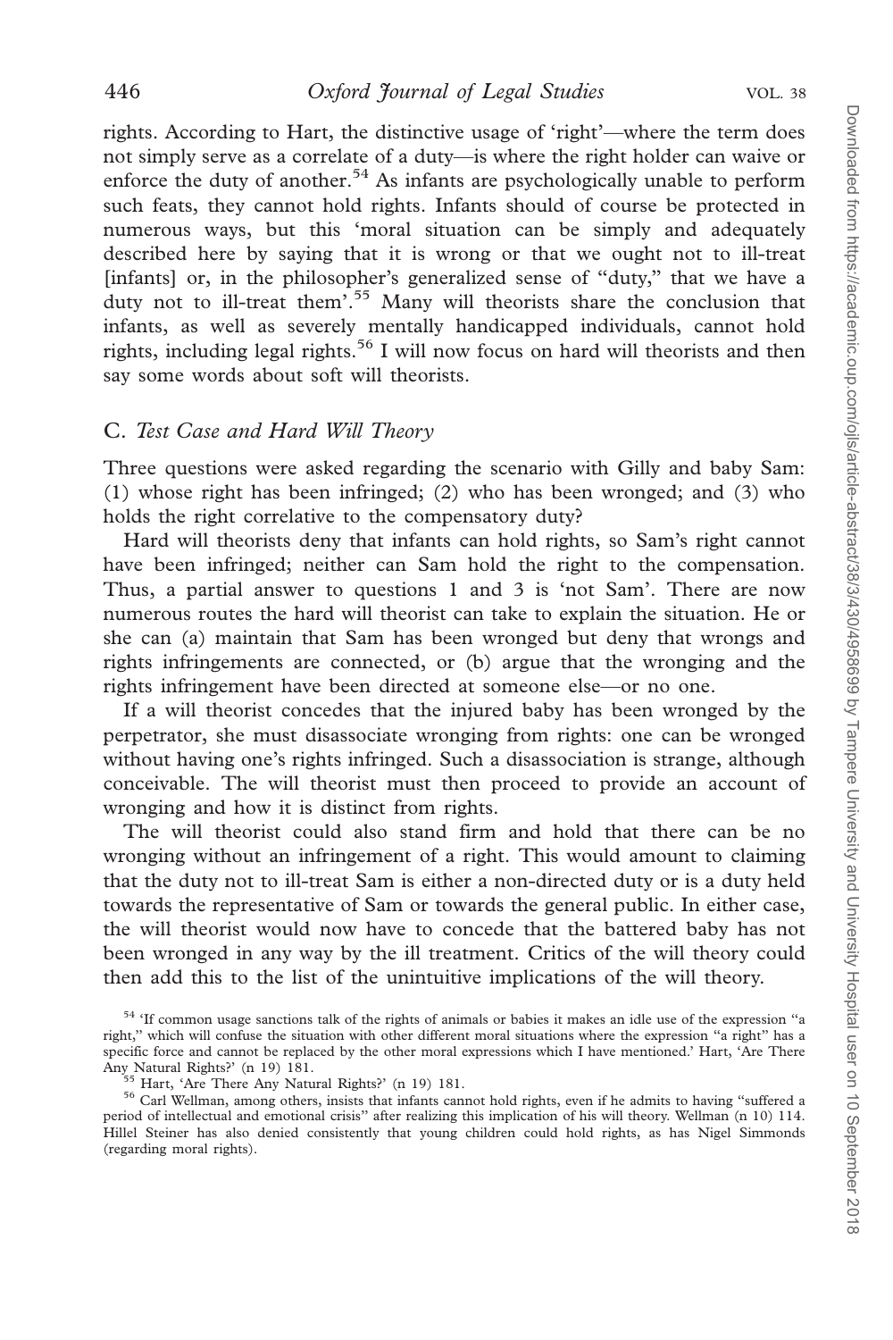rights. According to Hart, the distinctive usage of 'right'—where the term does not simply serve as a correlate of a duty—is where the right holder can waive or enforce the duty of another.[54] As infants are psychologically unable to perform such feats, they cannot hold rights. Infants should of course be protected in numerous ways, but this 'moral situation can be simply and adequately described here by saying that it is wrong or that we ought not to ill-treat [infants] or, in the philosopher's generalized sense of "duty," that we have a duty not to ill-treat them'.[55] Many will theorists share the conclusion that infants, as well as severely mentally handicapped individuals, cannot hold rights, including legal rights.[56] I will now focus on hard will theorists and then say some words about soft will theorists.

### C. *Test Case and Hard Will Theory*

Three questions were asked regarding the scenario with Gilly and baby Sam: (1) whose right has been infringed; (2) who has been wronged; and (3) who holds the right correlative to the compensatory duty?

Hard will theorists deny that infants can hold rights, so Sam's right cannot have been infringed; neither can Sam hold the right to the compensation. Thus, a partial answer to questions 1 and 3 is 'not Sam'. There are now numerous routes the hard will theorist can take to explain the situation. He or she can (a) maintain that Sam has been wronged but deny that wrongs and rights infringements are connected, or (b) argue that the wronging and the rights infringement have been directed at someone else—or no one.

If a will theorist concedes that the injured baby has been wronged by the perpetrator, she must disassociate wronging from rights: one can be wronged without having one's rights infringed. Such a disassociation is strange, although conceivable. The will theorist must then proceed to provide an account of wronging and how it is distinct from rights.

The will theorist could also stand firm and hold that there can be no wronging without an infringement of a right. This would amount to claiming that the duty not to ill-treat Sam is either a non-directed duty or is a duty held towards the representative of Sam or towards the general public. In either case, the will theorist would now have to concede that the battered baby has not been wronged in any way by the ill treatment. Critics of the will theory could then add this to the list of the unintuitive implications of the will theory.

[54] 'If common usage sanctions talk of the rights of animals or babies it makes an idle use of the expression "a right," which will confuse the situation with other different moral situations where the expression "a right" has a specific force and cannot be replaced by the other moral expressions which I have mentioned.' Hart, 'Are There Any Natural Rights?' (n 19) 181.

[55] Hart, 'Are There Any Natural Rights?' (n 19) 181.

[56] Carl Wellman, among others, insists that infants cannot hold rights, even if he admits to having "suffered a period of intellectual and emotional crisis" after realizing this implication of his will theory. Wellman (n 10) 114. Hillel Steiner has also denied consistently that young children could hold rights, as has Nigel Simmonds (regarding moral rights).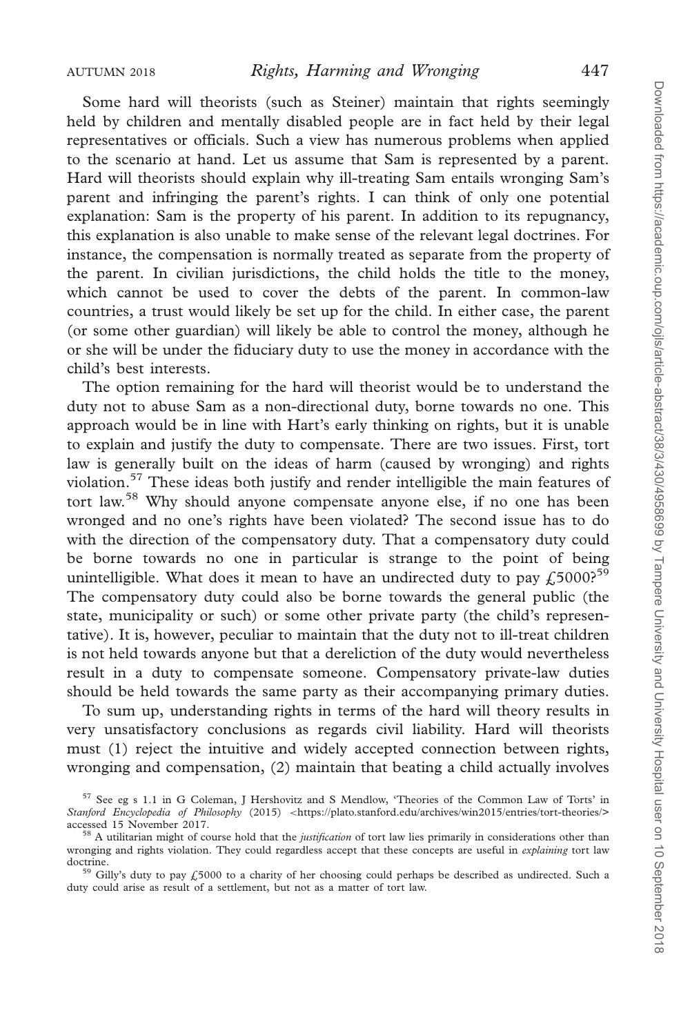Some hard will theorists (such as Steiner) maintain that rights seemingly held by children and mentally disabled people are in fact held by their legal representatives or officials. Such a view has numerous problems when applied to the scenario at hand. Let us assume that Sam is represented by a parent. Hard will theorists should explain why ill-treating Sam entails wronging Sam's parent and infringing the parent's rights. I can think of only one potential explanation: Sam is the property of his parent. In addition to its repugnancy, this explanation is also unable to make sense of the relevant legal doctrines. For instance, the compensation is normally treated as separate from the property of the parent. In civilian jurisdictions, the child holds the title to the money, which cannot be used to cover the debts of the parent. In common-law countries, a trust would likely be set up for the child. In either case, the parent (or some other guardian) will likely be able to control the money, although he or she will be under the fiduciary duty to use the money in accordance with the child's best interests.

The option remaining for the hard will theorist would be to understand the duty not to abuse Sam as a non-directional duty, borne towards no one. This approach would be in line with Hart's early thinking on rights, but it is unable to explain and justify the duty to compensate. There are two issues. First, tort law is generally built on the ideas of harm (caused by wronging) and rights violation.[57] These ideas both justify and render intelligible the main features of tort law.[58] Why should anyone compensate anyone else, if no one has been wronged and no one's rights have been violated? The second issue has to do with the direction of the compensatory duty. That a compensatory duty could be borne towards no one in particular is strange to the point of being unintelligible. What does it mean to have an undirected duty to pay £5000?[59] The compensatory duty could also be borne towards the general public (the state, municipality or such) or some other private party (the child's representative). It is, however, peculiar to maintain that the duty not to ill-treat children is not held towards anyone but that a dereliction of the duty would nevertheless result in a duty to compensate someone. Compensatory private-law duties should be held towards the same party as their accompanying primary duties.

To sum up, understanding rights in terms of the hard will theory results in very unsatisfactory conclusions as regards civil liability. Hard will theorists must (1) reject the intuitive and widely accepted connection between rights, wronging and compensation, (2) maintain that beating a child actually involves

---

[57] See eg s 1.1 in G Coleman, J Hershovitz and S Mendlow, 'Theories of the Common Law of Torts' in *Stanford Encyclopedia of Philosophy* (2015) <https://plato.stanford.edu/archives/win2015/entries/tort-theories/> accessed 15 November 2017.

[58] A utilitarian might of course hold that the *justification* of tort law lies primarily in considerations other than wronging and rights violation. They could regardless accept that these concepts are useful in *explaining* tort law doctrine.

[59] Gilly's duty to pay £5000 to a charity of her choosing could perhaps be described as undirected. Such a duty could arise as result of a settlement, but not as a matter of tort law.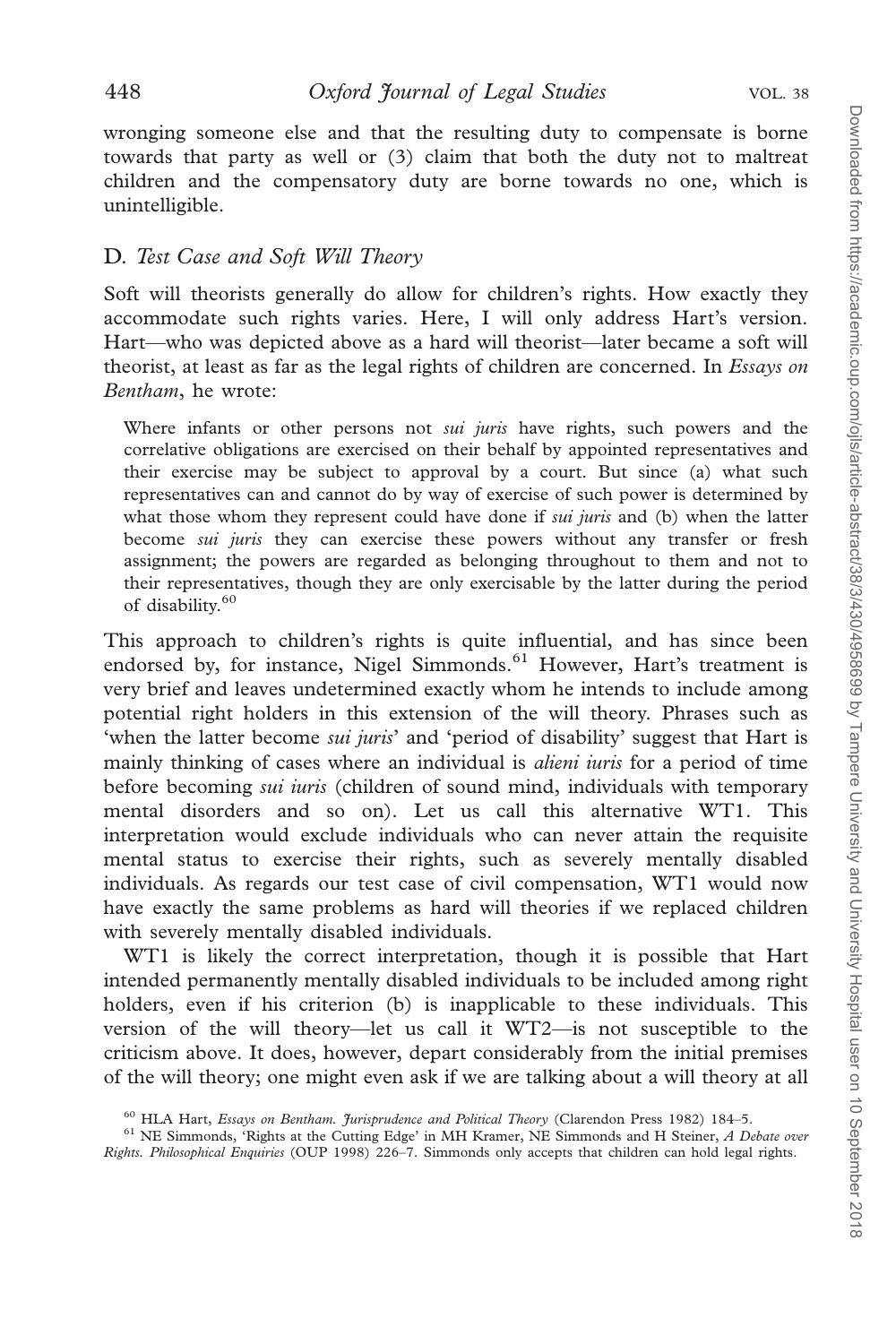wronging someone else and that the resulting duty to compensate is borne towards that party as well or (3) claim that both the duty not to maltreat children and the compensatory duty are borne towards no one, which is unintelligible.

### D. *Test Case and Soft Will Theory*

Soft will theorists generally do allow for children's rights. How exactly they accommodate such rights varies. Here, I will only address Hart's version. Hart—who was depicted above as a hard will theorist—later became a soft will theorist, at least as far as the legal rights of children are concerned. In *Essays on Bentham*, he wrote:

> Where infants or other persons not *sui juris* have rights, such powers and the correlative obligations are exercised on their behalf by appointed representatives and their exercise may be subject to approval by a court. But since (a) what such representatives can and cannot do by way of exercise of such power is determined by what those whom they represent could have done if *sui juris* and (b) when the latter become *sui juris* they can exercise these powers without any transfer or fresh assignment; the powers are regarded as belonging throughout to them and not to their representatives, though they are only exercisable by the latter during the period of disability.[60]

This approach to children's rights is quite influential, and has since been endorsed by, for instance, Nigel Simmonds.[61] However, Hart's treatment is very brief and leaves undetermined exactly whom he intends to include among potential right holders in this extension of the will theory. Phrases such as 'when the latter become *sui juris*' and 'period of disability' suggest that Hart is mainly thinking of cases where an individual is *alieni iuris* for a period of time before becoming *sui iuris* (children of sound mind, individuals with temporary mental disorders and so on). Let us call this alternative WT1. This interpretation would exclude individuals who can never attain the requisite mental status to exercise their rights, such as severely mentally disabled individuals. As regards our test case of civil compensation, WT1 would now have exactly the same problems as hard will theories if we replaced children with severely mentally disabled individuals.

WT1 is likely the correct interpretation, though it is possible that Hart intended permanently mentally disabled individuals to be included among right holders, even if his criterion (b) is inapplicable to these individuals. This version of the will theory—let us call it WT2—is not susceptible to the criticism above. It does, however, depart considerably from the initial premises of the will theory; one might even ask if we are talking about a will theory at all

[60] HLA Hart, *Essays on Bentham. Jurisprudence and Political Theory* (Clarendon Press 1982) 184–5.

[61] NE Simmonds, 'Rights at the Cutting Edge' in MH Kramer, NE Simmonds and H Steiner, *A Debate over Rights. Philosophical Enquiries* (OUP 1998) 226–7. Simmonds only accepts that children can hold legal rights.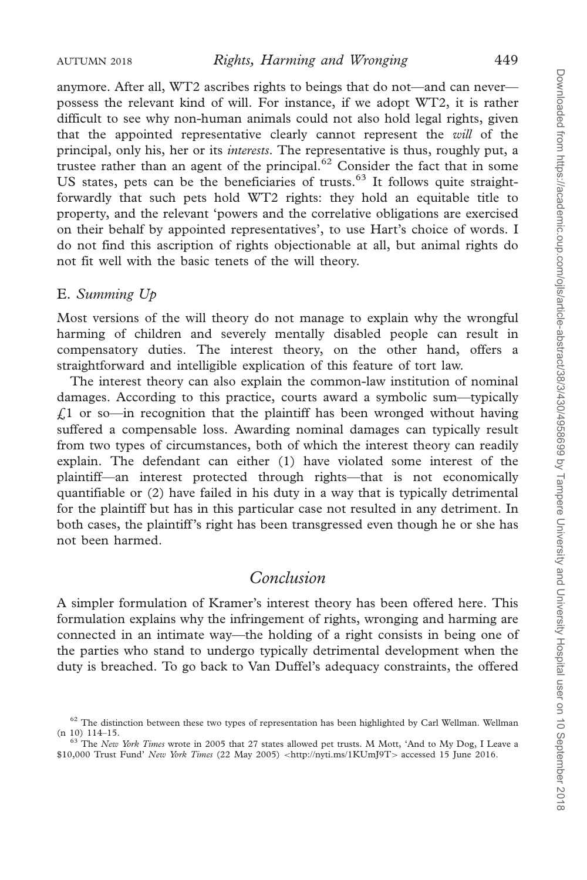anymore. After all, WT2 ascribes rights to beings that do not—and can never—possess the relevant kind of will. For instance, if we adopt WT2, it is rather difficult to see why non-human animals could not also hold legal rights, given that the appointed representative clearly cannot represent the *will* of the principal, only his, her or its *interests*. The representative is thus, roughly put, a trustee rather than an agent of the principal.[62] Consider the fact that in some US states, pets can be the beneficiaries of trusts.[63] It follows quite straightforwardly that such pets hold WT2 rights: they hold an equitable title to property, and the relevant 'powers and the correlative obligations are exercised on their behalf by appointed representatives', to use Hart's choice of words. I do not find this ascription of rights objectionable at all, but animal rights do not fit well with the basic tenets of the will theory.

### E. *Summing Up*

Most versions of the will theory do not manage to explain why the wrongful harming of children and severely mentally disabled people can result in compensatory duties. The interest theory, on the other hand, offers a straightforward and intelligible explication of this feature of tort law.

The interest theory can also explain the common-law institution of nominal damages. According to this practice, courts award a symbolic sum—typically £1 or so—in recognition that the plaintiff has been wronged without having suffered a compensable loss. Awarding nominal damages can typically result from two types of circumstances, both of which the interest theory can readily explain. The defendant can either (1) have violated some interest of the plaintiff—an interest protected through rights—that is not economically quantifiable or (2) have failed in his duty in a way that is typically detrimental for the plaintiff but has in this particular case not resulted in any detriment. In both cases, the plaintiff's right has been transgressed even though he or she has not been harmed.

## *Conclusion*

A simpler formulation of Kramer's interest theory has been offered here. This formulation explains why the infringement of rights, wronging and harming are connected in an intimate way—the holding of a right consists in being one of the parties who stand to undergo typically detrimental development when the duty is breached. To go back to Van Duffel's adequacy constraints, the offered

---

[62] The distinction between these two types of representation has been highlighted by Carl Wellman. Wellman (n 10) 114–15.

[63] The *New York Times* wrote in 2005 that 27 states allowed pet trusts. M Mott, 'And to My Dog, I Leave a $10,000 Trust Fund' *New York Times* (22 May 2005) <http://nyti.ms/1KUmJ9T> accessed 15 June 2016.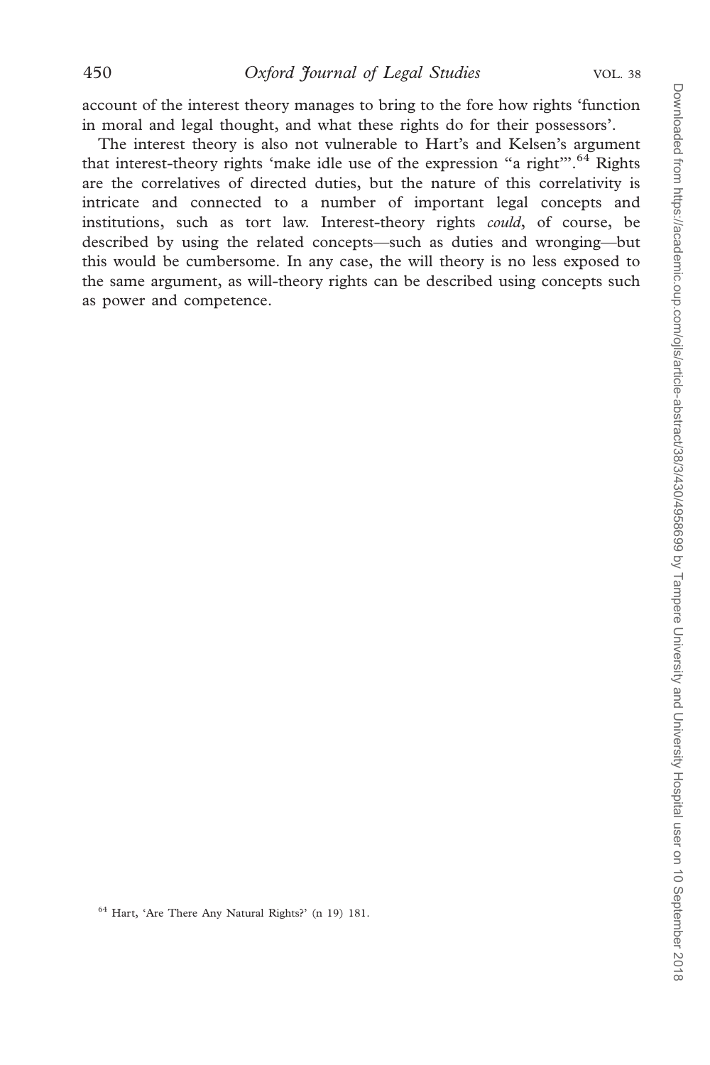account of the interest theory manages to bring to the fore how rights 'function in moral and legal thought, and what these rights do for their possessors'.

The interest theory is also not vulnerable to Hart's and Kelsen's argument that interest-theory rights 'make idle use of the expression "a right"'.[64] Rights are the correlatives of directed duties, but the nature of this correlativity is intricate and connected to a number of important legal concepts and institutions, such as tort law. Interest-theory rights *could*, of course, be described by using the related concepts—such as duties and wronging—but this would be cumbersome. In any case, the will theory is no less exposed to the same argument, as will-theory rights can be described using concepts such as power and competence.

[64] Hart, 'Are There Any Natural Rights?' (n 19) 181.